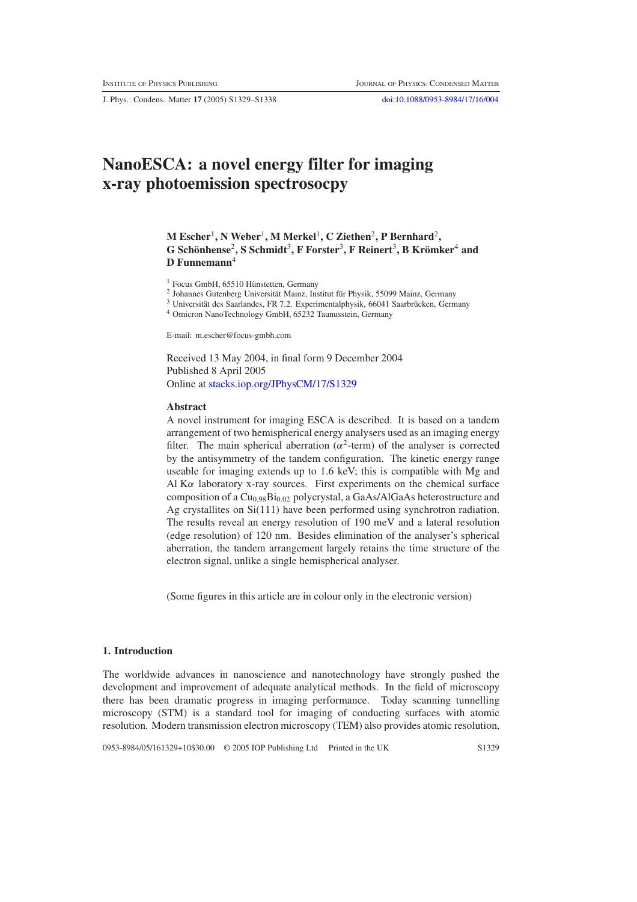# NanoESCA: a novel energy filter for imaging x-ray photoemission spectrosocpy

**M Escher[1], N Weber[1], M Merkel[1], C Ziethen[2], P Bernhard[2], G Schönhense[2], S Schmidt[3], F Forster[3], F Reinert[3], B Krömker[4] and D Funnemann[4]**

[1] Focus GmbH, 65510 Hünstetten, Germany
[2] Johannes Gutenberg Universität Mainz, Institut für Physik, 55099 Mainz, Germany
[3] Universität des Saarlandes, FR 7.2. Experimentalphysik, 66041 Saarbrücken, Germany
[4] Omicron NanoTechnology GmbH, 65232 Taunusstein, Germany

E-mail: m.escher@focus-gmbh.com

Received 13 May 2004, in final form 9 December 2004
Published 8 April 2005
Online at stacks.iop.org/JPhysCM/17/S1329

### Abstract

A novel instrument for imaging ESCA is described. It is based on a tandem arrangement of two hemispherical energy analysers used as an imaging energy filter. The main spherical aberration ($\alpha^2$-term) of the analyser is corrected by the antisymmetry of the tandem configuration. The kinetic energy range useable for imaging extends up to 1.6 keV; this is compatible with Mg and Al K$\alpha$ laboratory x-ray sources. First experiments on the chemical surface composition of a $Cu_{0.98}Bi_{0.02}$ polycrystal, a GaAs/AlGaAs heterostructure and Ag crystallites on Si(111) have been performed using synchrotron radiation. The results reveal an energy resolution of 190 meV and a lateral resolution (edge resolution) of 120 nm. Besides elimination of the analyser's spherical aberration, the tandem arrangement largely retains the time structure of the electron signal, unlike a single hemispherical analyser.

(Some figures in this article are in colour only in the electronic version)

## 1. Introduction

The worldwide advances in nanoscience and nanotechnology have strongly pushed the development and improvement of adequate analytical methods. In the field of microscopy there has been dramatic progress in imaging performance. Today scanning tunnelling microscopy (STM) is a standard tool for imaging of conducting surfaces with atomic resolution. Modern transmission electron microscopy (TEM) also provides atomic resolution,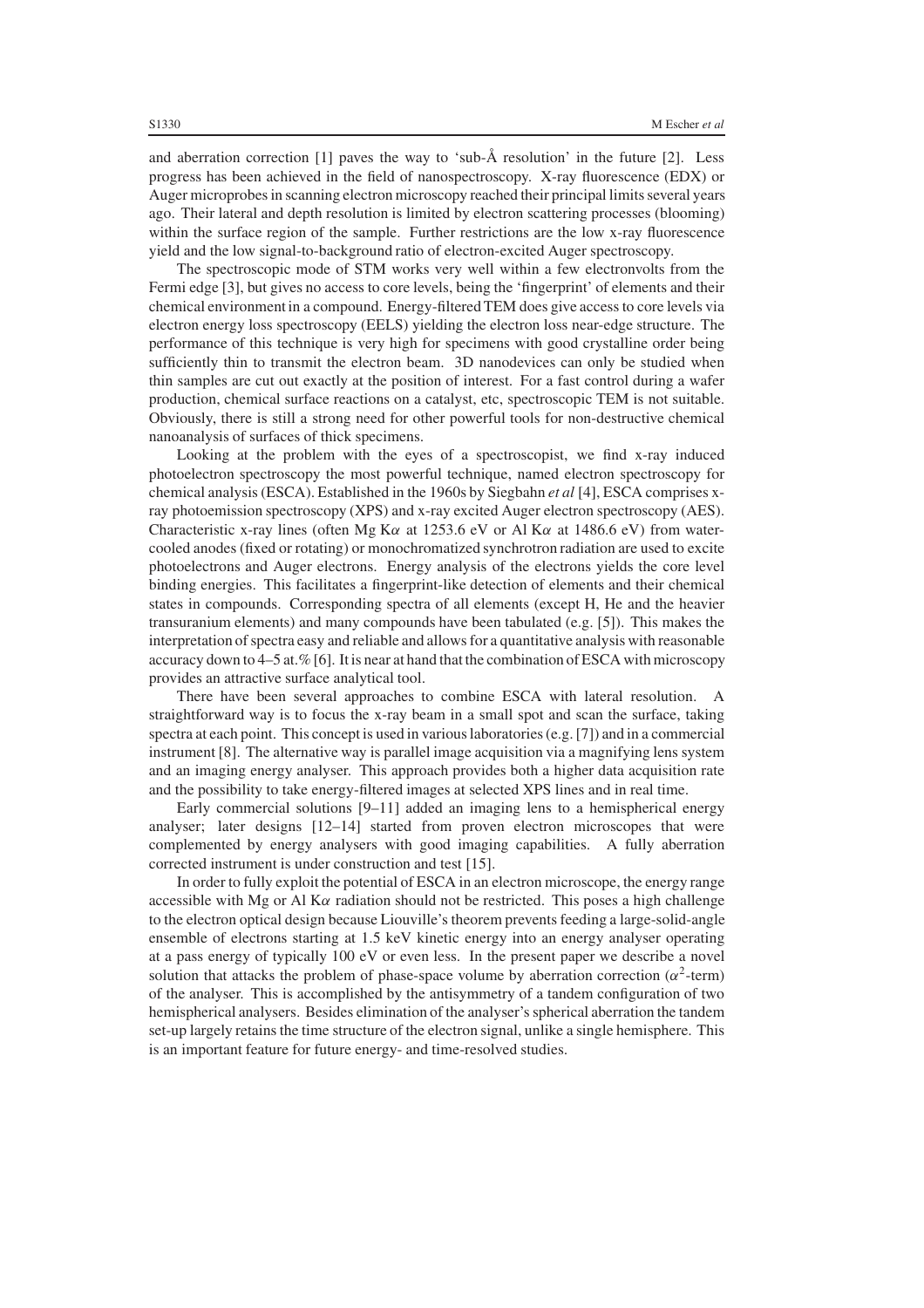and aberration correction [1] paves the way to 'sub-Å resolution' in the future [2]. Less progress has been achieved in the field of nanospectroscopy. X-ray fluorescence (EDX) or Auger microprobes in scanning electron microscopy reached their principal limits several years ago. Their lateral and depth resolution is limited by electron scattering processes (blooming) within the surface region of the sample. Further restrictions are the low x-ray fluorescence yield and the low signal-to-background ratio of electron-excited Auger spectroscopy.

The spectroscopic mode of STM works very well within a few electronvolts from the Fermi edge [3], but gives no access to core levels, being the 'fingerprint' of elements and their chemical environment in a compound. Energy-filtered TEM does give access to core levels via electron energy loss spectroscopy (EELS) yielding the electron loss near-edge structure. The performance of this technique is very high for specimens with good crystalline order being sufficiently thin to transmit the electron beam. 3D nanodevices can only be studied when thin samples are cut out exactly at the position of interest. For a fast control during a wafer production, chemical surface reactions on a catalyst, etc, spectroscopic TEM is not suitable. Obviously, there is still a strong need for other powerful tools for non-destructive chemical nanoanalysis of surfaces of thick specimens.

Looking at the problem with the eyes of a spectroscopist, we find x-ray induced photoelectron spectroscopy the most powerful technique, named electron spectroscopy for chemical analysis (ESCA). Established in the 1960s by Siegbahn *et al* [4], ESCA comprises x-ray photoemission spectroscopy (XPS) and x-ray excited Auger electron spectroscopy (AES). Characteristic x-ray lines (often Mg K$\alpha$ at 1253.6 eV or Al K$\alpha$ at 1486.6 eV) from water-cooled anodes (fixed or rotating) or monochromatized synchrotron radiation are used to excite photoelectrons and Auger electrons. Energy analysis of the electrons yields the core level binding energies. This facilitates a fingerprint-like detection of elements and their chemical states in compounds. Corresponding spectra of all elements (except H, He and the heavier transuranium elements) and many compounds have been tabulated (e.g. [5]). This makes the interpretation of spectra easy and reliable and allows for a quantitative analysis with reasonable accuracy down to 4–5 at.% [6]. It is near at hand that the combination of ESCA with microscopy provides an attractive surface analytical tool.

There have been several approaches to combine ESCA with lateral resolution. A straightforward way is to focus the x-ray beam in a small spot and scan the surface, taking spectra at each point. This concept is used in various laboratories (e.g. [7]) and in a commercial instrument [8]. The alternative way is parallel image acquisition via a magnifying lens system and an imaging energy analyser. This approach provides both a higher data acquisition rate and the possibility to take energy-filtered images at selected XPS lines and in real time.

Early commercial solutions [9–11] added an imaging lens to a hemispherical energy analyser; later designs [12–14] started from proven electron microscopes that were complemented by energy analysers with good imaging capabilities. A fully aberration corrected instrument is under construction and test [15].

In order to fully exploit the potential of ESCA in an electron microscope, the energy range accessible with Mg or Al K$\alpha$ radiation should not be restricted. This poses a high challenge to the electron optical design because Liouville's theorem prevents feeding a large-solid-angle ensemble of electrons starting at 1.5 keV kinetic energy into an energy analyser operating at a pass energy of typically 100 eV or even less. In the present paper we describe a novel solution that attacks the problem of phase-space volume by aberration correction ($\alpha^2$-term) of the analyser. This is accomplished by the antisymmetry of a tandem configuration of two hemispherical analysers. Besides elimination of the analyser's spherical aberration the tandem set-up largely retains the time structure of the electron signal, unlike a single hemisphere. This is an important feature for future energy- and time-resolved studies.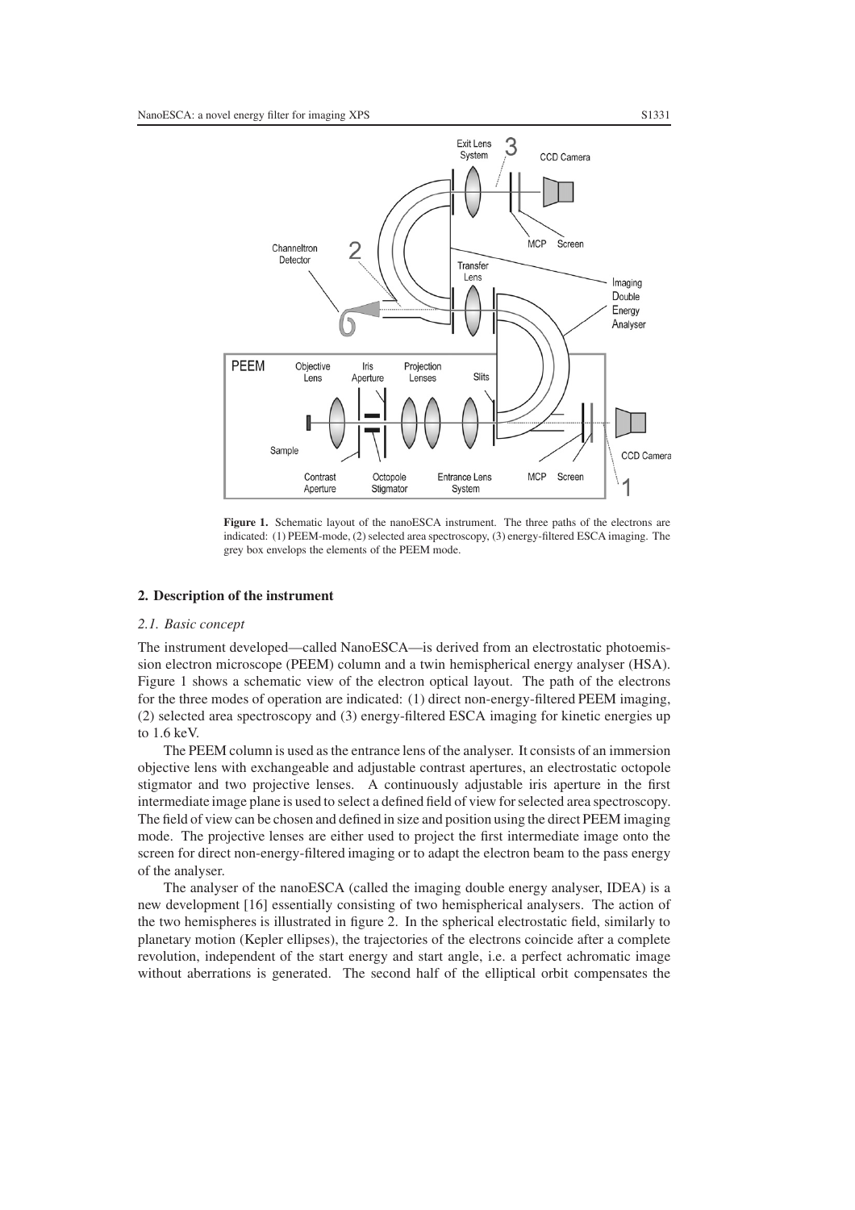**Figure 1.** Schematic layout of the nanoESCA instrument. The three paths of the electrons are indicated: (1) PEEM-mode, (2) selected area spectroscopy, (3) energy-filtered ESCA imaging. The grey box envelops the elements of the PEEM mode.

## 2. Description of the instrument

### *2.1. Basic concept*

The instrument developed—called NanoESCA—is derived from an electrostatic photoemission electron microscope (PEEM) column and a twin hemispherical energy analyser (HSA). Figure 1 shows a schematic view of the electron optical layout. The path of the electrons for the three modes of operation are indicated: (1) direct non-energy-filtered PEEM imaging, (2) selected area spectroscopy and (3) energy-filtered ESCA imaging for kinetic energies up to 1.6 keV.

The PEEM column is used as the entrance lens of the analyser. It consists of an immersion objective lens with exchangeable and adjustable contrast apertures, an electrostatic octopole stigmator and two projective lenses. A continuously adjustable iris aperture in the first intermediate image plane is used to select a defined field of view for selected area spectroscopy. The field of view can be chosen and defined in size and position using the direct PEEM imaging mode. The projective lenses are either used to project the first intermediate image onto the screen for direct non-energy-filtered imaging or to adapt the electron beam to the pass energy of the analyser.

The analyser of the nanoESCA (called the imaging double energy analyser, IDEA) is a new development [16] essentially consisting of two hemispherical analysers. The action of the two hemispheres is illustrated in figure 2. In the spherical electrostatic field, similarly to planetary motion (Kepler ellipses), the trajectories of the electrons coincide after a complete revolution, independent of the start energy and start angle, i.e. a perfect achromatic image without aberrations is generated. The second half of the elliptical orbit compensates the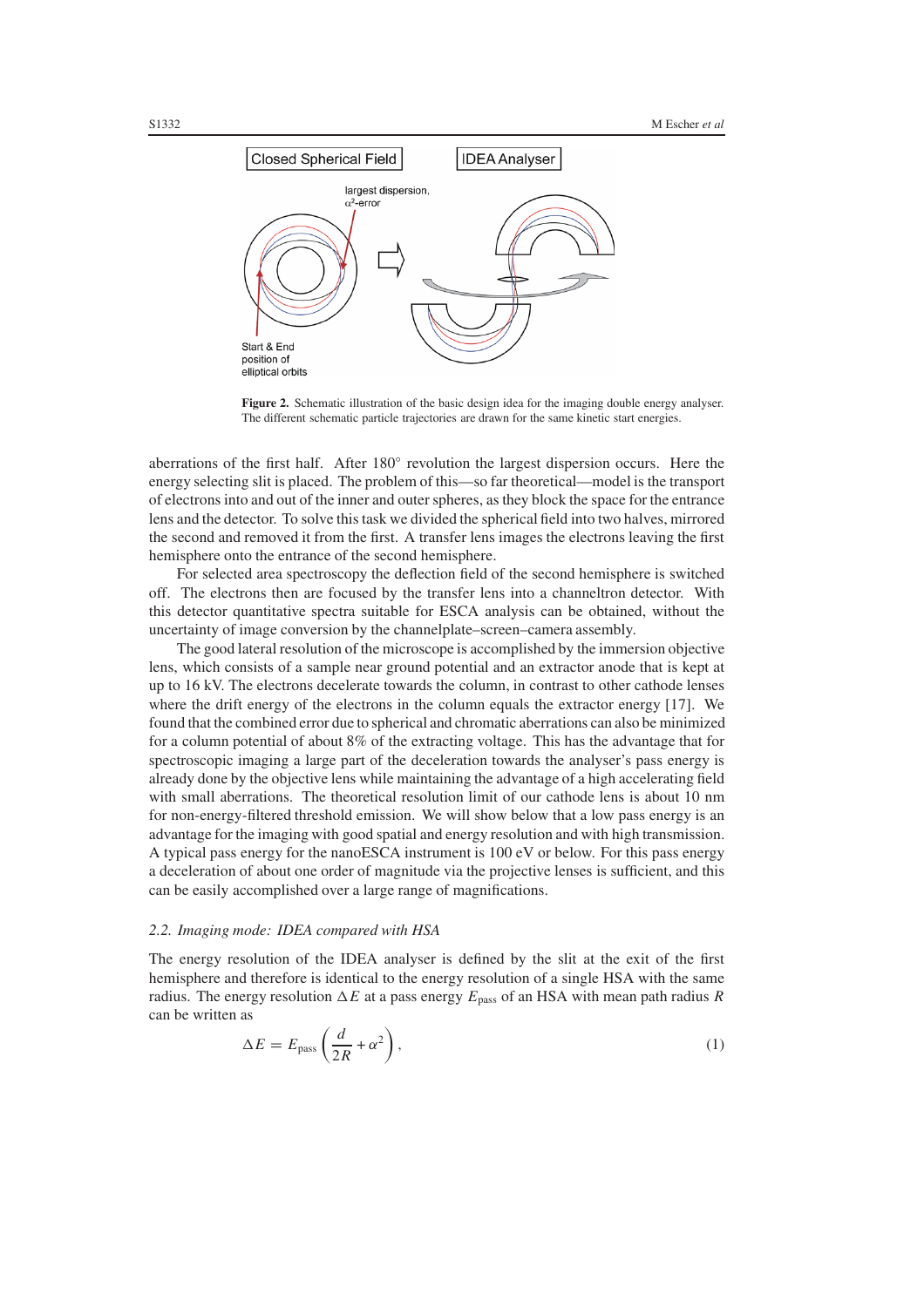Closed Spherical Field

IDEA Analyser

largest dispersion, $\alpha^2$-error

Start & End position of elliptical orbits

**Figure 2.** Schematic illustration of the basic design idea for the imaging double energy analyser. The different schematic particle trajectories are drawn for the same kinetic start energies.

aberrations of the first half. After 180° revolution the largest dispersion occurs. Here the energy selecting slit is placed. The problem of this—so far theoretical—model is the transport of electrons into and out of the inner and outer spheres, as they block the space for the entrance lens and the detector. To solve this task we divided the spherical field into two halves, mirrored the second and removed it from the first. A transfer lens images the electrons leaving the first hemisphere onto the entrance of the second hemisphere.

For selected area spectroscopy the deflection field of the second hemisphere is switched off. The electrons then are focused by the transfer lens into a channeltron detector. With this detector quantitative spectra suitable for ESCA analysis can be obtained, without the uncertainty of image conversion by the channelplate–screen–camera assembly.

The good lateral resolution of the microscope is accomplished by the immersion objective lens, which consists of a sample near ground potential and an extractor anode that is kept at up to 16 kV. The electrons decelerate towards the column, in contrast to other cathode lenses where the drift energy of the electrons in the column equals the extractor energy [17]. We found that the combined error due to spherical and chromatic aberrations can also be minimized for a column potential of about 8% of the extracting voltage. This has the advantage that for spectroscopic imaging a large part of the deceleration towards the analyser's pass energy is already done by the objective lens while maintaining the advantage of a high accelerating field with small aberrations. The theoretical resolution limit of our cathode lens is about 10 nm for non-energy-filtered threshold emission. We will show below that a low pass energy is an advantage for the imaging with good spatial and energy resolution and with high transmission. A typical pass energy for the nanoESCA instrument is 100 eV or below. For this pass energy a deceleration of about one order of magnitude via the projective lenses is sufficient, and this can be easily accomplished over a large range of magnifications.

### *2.2. Imaging mode: IDEA compared with HSA*

The energy resolution of the IDEA analyser is defined by the slit at the exit of the first hemisphere and therefore is identical to the energy resolution of a single HSA with the same radius. The energy resolution $\Delta E$ at a pass energy $E_{\text{pass}}$ of an HSA with mean path radius $R$ can be written as

$$\Delta E = E_{\text{pass}} \left( \frac{d}{2R} + \alpha^2 \right), \tag{1}$$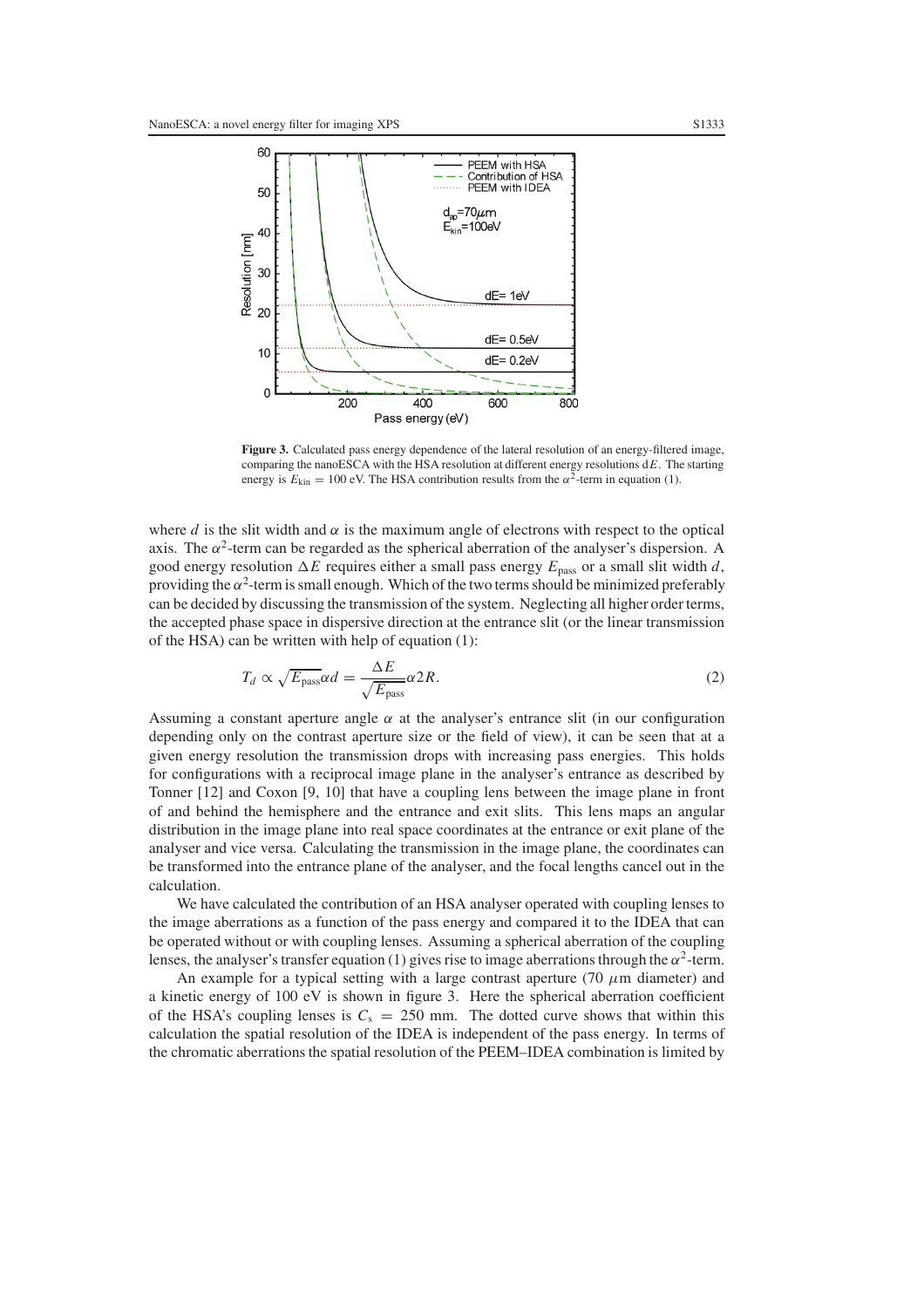**Figure 3.** Calculated pass energy dependence of the lateral resolution of an energy-filtered image, comparing the nanoESCA with the HSA resolution at different energy resolutions d$E$. The starting energy is $E_{\text{kin}} = 100$ eV. The HSA contribution results from the $\alpha^2$-term in equation (1).

where $d$ is the slit width and $\alpha$ is the maximum angle of electrons with respect to the optical axis. The $\alpha^2$-term can be regarded as the spherical aberration of the analyser's dispersion. A good energy resolution $\Delta E$ requires either a small pass energy $E_{\text{pass}}$ or a small slit width $d$, providing the $\alpha^2$-term is small enough. Which of the two terms should be minimized preferably can be decided by discussing the transmission of the system. Neglecting all higher order terms, the accepted phase space in dispersive direction at the entrance slit (or the linear transmission of the HSA) can be written with help of equation (1):

$$T_d \propto \sqrt{E_{\text{pass}}}\alpha d = \frac{\Delta E}{\sqrt{E_{\text{pass}}}}\alpha 2R. \tag{2}$$

Assuming a constant aperture angle $\alpha$ at the analyser's entrance slit (in our configuration depending only on the contrast aperture size or the field of view), it can be seen that at a given energy resolution the transmission drops with increasing pass energies. This holds for configurations with a reciprocal image plane in the analyser's entrance as described by Tonner [12] and Coxon [9, 10] that have a coupling lens between the image plane in front of and behind the hemisphere and the entrance and exit slits. This lens maps an angular distribution in the image plane into real space coordinates at the entrance or exit plane of the analyser and vice versa. Calculating the transmission in the image plane, the coordinates can be transformed into the entrance plane of the analyser, and the focal lengths cancel out in the calculation.

We have calculated the contribution of an HSA analyser operated with coupling lenses to the image aberrations as a function of the pass energy and compared it to the IDEA that can be operated without or with coupling lenses. Assuming a spherical aberration of the coupling lenses, the analyser's transfer equation (1) gives rise to image aberrations through the $\alpha^2$-term.

An example for a typical setting with a large contrast aperture (70 $\mu$m diameter) and a kinetic energy of 100 eV is shown in figure 3. Here the spherical aberration coefficient of the HSA's coupling lenses is $C_s = 250$ mm. The dotted curve shows that within this calculation the spatial resolution of the IDEA is independent of the pass energy. In terms of the chromatic aberrations the spatial resolution of the PEEM–IDEA combination is limited by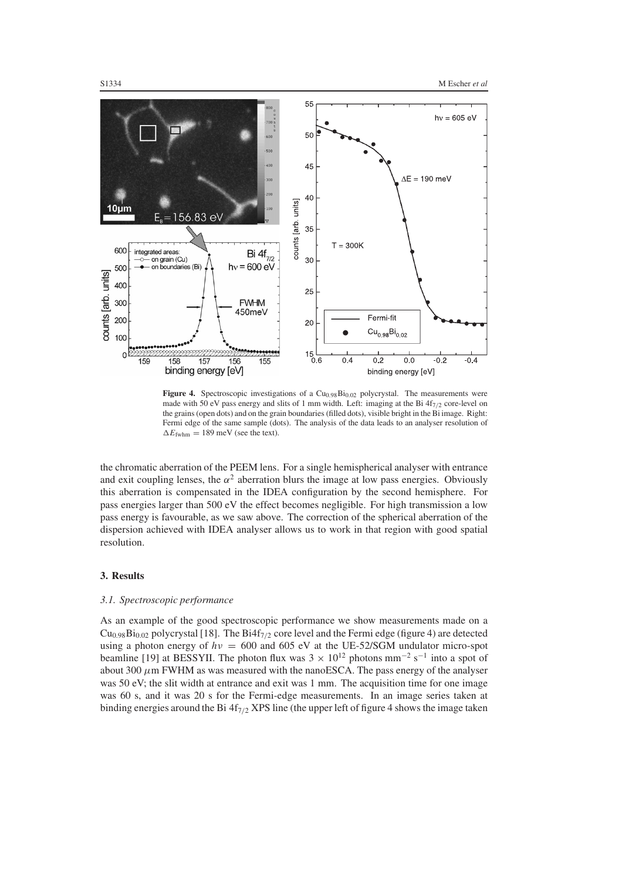**Figure 4.** Spectroscopic investigations of a $Cu_{0.98}Bi_{0.02}$ polycrystal. The measurements were made with 50 eV pass energy and slits of 1 mm width. Left: imaging at the Bi $4f_{7/2}$ core-level on the grains (open dots) and on the grain boundaries (filled dots), visible bright in the Bi image. Right: Fermi edge of the same sample (dots). The analysis of the data leads to an analyser resolution of $\Delta E_{\mathrm{fwhm}} = 189$ meV (see the text).

the chromatic aberration of the PEEM lens. For a single hemispherical analyser with entrance and exit coupling lenses, the $\alpha^2$ aberration blurs the image at low pass energies. Obviously this aberration is compensated in the IDEA configuration by the second hemisphere. For pass energies larger than 500 eV the effect becomes negligible. For high transmission a low pass energy is favourable, as we saw above. The correction of the spherical aberration of the dispersion achieved with IDEA analyser allows us to work in that region with good spatial resolution.

## 3. Results

### *3.1. Spectroscopic performance*

As an example of the good spectroscopic performance we show measurements made on a $Cu_{0.98}Bi_{0.02}$ polycrystal [18]. The $Bi4f_{7/2}$ core level and the Fermi edge (figure 4) are detected using a photon energy of $h\nu = 600$ and 605 eV at the UE-52/SGM undulator micro-spot beamline [19] at BESSYII. The photon flux was $3 \times 10^{12}$ photons $\mathrm{mm^{-2}\ s^{-1}}$ into a spot of about 300 $\mu$m FWHM as was measured with the nanoESCA. The pass energy of the analyser was 50 eV; the slit width at entrance and exit was 1 mm. The acquisition time for one image was 60 s, and it was 20 s for the Fermi-edge measurements. In an image series taken at binding energies around the Bi $4f_{7/2}$ XPS line (the upper left of figure 4 shows the image taken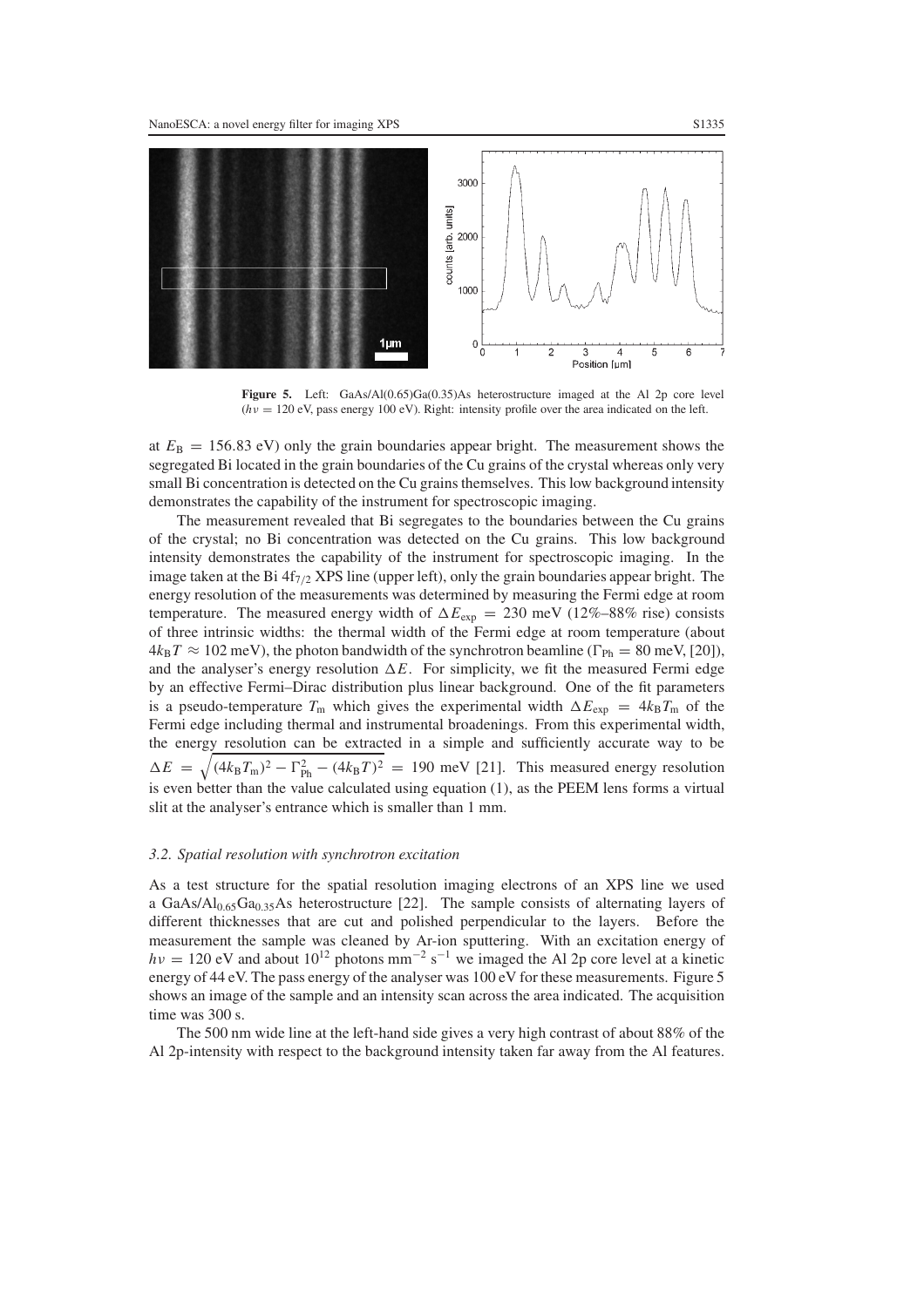**Figure 5.** Left: GaAs/Al(0.65)Ga(0.35)As heterostructure imaged at the Al 2p core level ($h\nu = 120$ eV, pass energy 100 eV). Right: intensity profile over the area indicated on the left.

at $E_B = 156.83$ eV) only the grain boundaries appear bright. The measurement shows the segregated Bi located in the grain boundaries of the Cu grains of the crystal whereas only very small Bi concentration is detected on the Cu grains themselves. This low background intensity demonstrates the capability of the instrument for spectroscopic imaging.

The measurement revealed that Bi segregates to the boundaries between the Cu grains of the crystal; no Bi concentration was detected on the Cu grains. This low background intensity demonstrates the capability of the instrument for spectroscopic imaging. In the image taken at the Bi $4f_{7/2}$ XPS line (upper left), only the grain boundaries appear bright. The energy resolution of the measurements was determined by measuring the Fermi edge at room temperature. The measured energy width of $\Delta E_{exp} = 230$ meV (12%–88% rise) consists of three intrinsic widths: the thermal width of the Fermi edge at room temperature (about $4k_BT \approx 102$ meV), the photon bandwidth of the synchrotron beamline ($\Gamma_{Ph} = 80$ meV, [20]), and the analyser's energy resolution $\Delta E$. For simplicity, we fit the measured Fermi edge by an effective Fermi–Dirac distribution plus linear background. One of the fit parameters is a pseudo-temperature $T_m$ which gives the experimental width $\Delta E_{exp} = 4k_BT_m$ of the Fermi edge including thermal and instrumental broadenings. From this experimental width, the energy resolution can be extracted in a simple and sufficiently accurate way to be $\Delta E = \sqrt{(4k_BT_m)^2 - \Gamma_{Ph}^2 - (4k_BT)^2} = 190$ meV [21]. This measured energy resolution is even better than the value calculated using equation (1), as the PEEM lens forms a virtual slit at the analyser's entrance which is smaller than 1 mm.

### *3.2. Spatial resolution with synchrotron excitation*

As a test structure for the spatial resolution imaging electrons of an XPS line we used a $GaAs/Al_{0.65}Ga_{0.35}As$ heterostructure [22]. The sample consists of alternating layers of different thicknesses that are cut and polished perpendicular to the layers. Before the measurement the sample was cleaned by Ar-ion sputtering. With an excitation energy of $h\nu = 120$ eV and about $10^{12}$ photons $mm^{-2}$ $s^{-1}$ we imaged the Al 2p core level at a kinetic energy of 44 eV. The pass energy of the analyser was 100 eV for these measurements. Figure 5 shows an image of the sample and an intensity scan across the area indicated. The acquisition time was 300 s.

The 500 nm wide line at the left-hand side gives a very high contrast of about 88% of the Al 2p-intensity with respect to the background intensity taken far away from the Al features.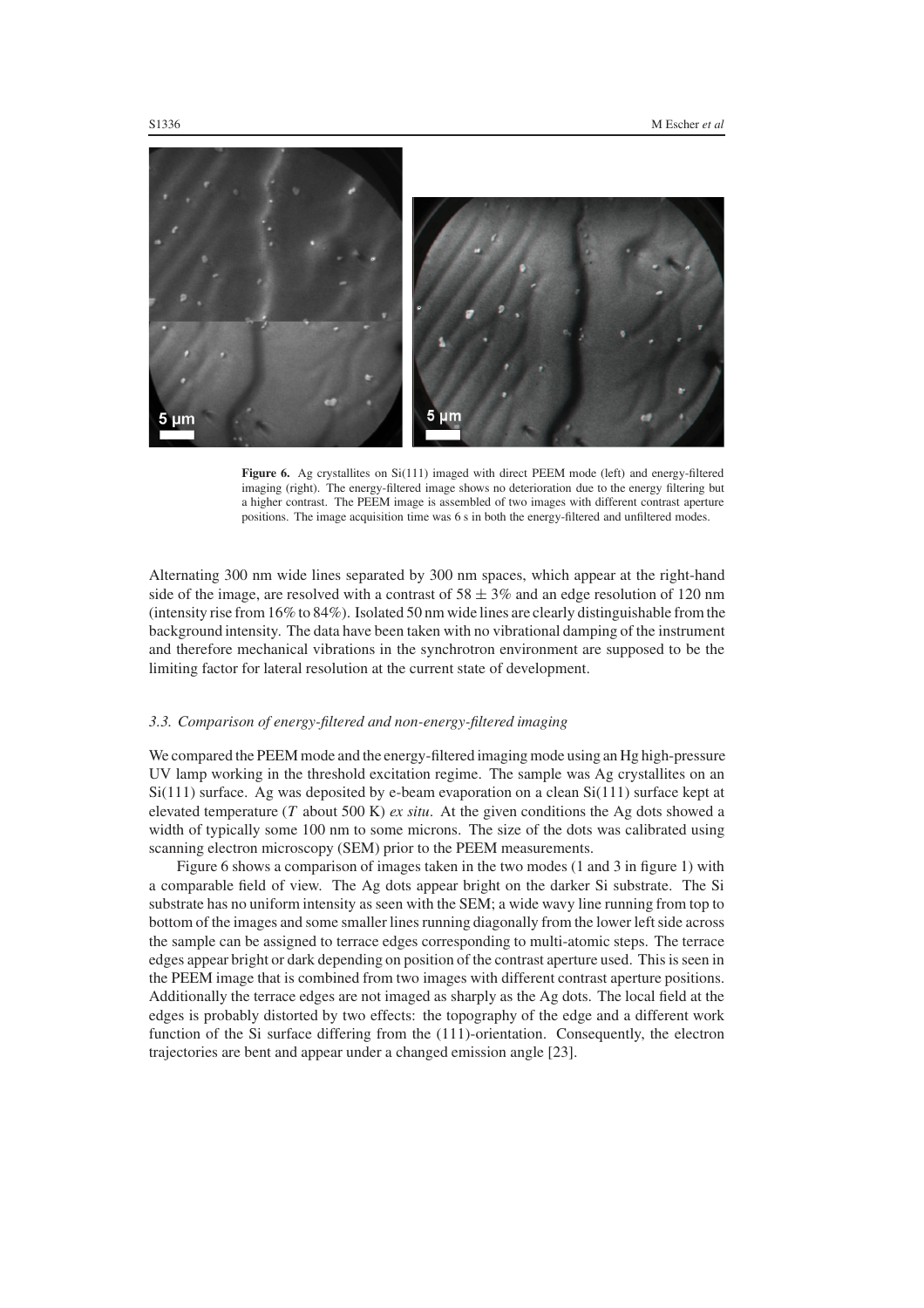Figure 6. Ag crystallites on Si(111) imaged with direct PEEM mode (left) and energy-filtered imaging (right). The energy-filtered image shows no deterioration due to the energy filtering but a higher contrast. The PEEM image is assembled of two images with different contrast aperture positions. The image acquisition time was 6 s in both the energy-filtered and unfiltered modes.

Alternating 300 nm wide lines separated by 300 nm spaces, which appear at the right-hand side of the image, are resolved with a contrast of $58 \pm 3\%$ and an edge resolution of 120 nm (intensity rise from 16% to 84%). Isolated 50 nm wide lines are clearly distinguishable from the background intensity. The data have been taken with no vibrational damping of the instrument and therefore mechanical vibrations in the synchrotron environment are supposed to be the limiting factor for lateral resolution at the current state of development.

### 3.3. Comparison of energy-filtered and non-energy-filtered imaging

We compared the PEEM mode and the energy-filtered imaging mode using an Hg high-pressure UV lamp working in the threshold excitation regime. The sample was Ag crystallites on an Si(111) surface. Ag was deposited by e-beam evaporation on a clean Si(111) surface kept at elevated temperature ($T$ about 500 K) *ex situ*. At the given conditions the Ag dots showed a width of typically some 100 nm to some microns. The size of the dots was calibrated using scanning electron microscopy (SEM) prior to the PEEM measurements.

Figure 6 shows a comparison of images taken in the two modes (1 and 3 in figure 1) with a comparable field of view. The Ag dots appear bright on the darker Si substrate. The Si substrate has no uniform intensity as seen with the SEM; a wide wavy line running from top to bottom of the images and some smaller lines running diagonally from the lower left side across the sample can be assigned to terrace edges corresponding to multi-atomic steps. The terrace edges appear bright or dark depending on position of the contrast aperture used. This is seen in the PEEM image that is combined from two images with different contrast aperture positions. Additionally the terrace edges are not imaged as sharply as the Ag dots. The local field at the edges is probably distorted by two effects: the topography of the edge and a different work function of the Si surface differing from the (111)-orientation. Consequently, the electron trajectories are bent and appear under a changed emission angle [23].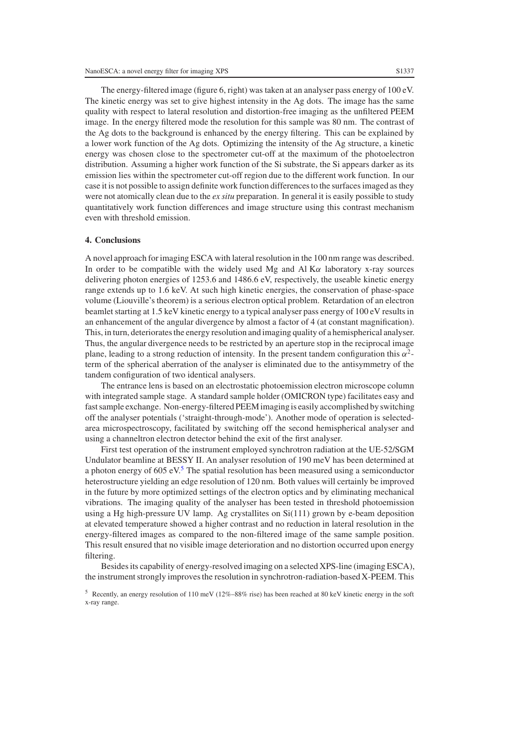The energy-filtered image (figure 6, right) was taken at an analyser pass energy of 100 eV. The kinetic energy was set to give highest intensity in the Ag dots. The image has the same quality with respect to lateral resolution and distortion-free imaging as the unfiltered PEEM image. In the energy filtered mode the resolution for this sample was 80 nm. The contrast of the Ag dots to the background is enhanced by the energy filtering. This can be explained by a lower work function of the Ag dots. Optimizing the intensity of the Ag structure, a kinetic energy was chosen close to the spectrometer cut-off at the maximum of the photoelectron distribution. Assuming a higher work function of the Si substrate, the Si appears darker as its emission lies within the spectrometer cut-off region due to the different work function. In our case it is not possible to assign definite work function differences to the surfaces imaged as they were not atomically clean due to the *ex situ* preparation. In general it is easily possible to study quantitatively work function differences and image structure using this contrast mechanism even with threshold emission.

## 4. Conclusions

A novel approach for imaging ESCA with lateral resolution in the 100 nm range was described. In order to be compatible with the widely used Mg and Al K$\alpha$ laboratory x-ray sources delivering photon energies of 1253.6 and 1486.6 eV, respectively, the useable kinetic energy range extends up to 1.6 keV. At such high kinetic energies, the conservation of phase-space volume (Liouville's theorem) is a serious electron optical problem. Retardation of an electron beamlet starting at 1.5 keV kinetic energy to a typical analyser pass energy of 100 eV results in an enhancement of the angular divergence by almost a factor of 4 (at constant magnification). This, in turn, deteriorates the energy resolution and imaging quality of a hemispherical analyser. Thus, the angular divergence needs to be restricted by an aperture stop in the reciprocal image plane, leading to a strong reduction of intensity. In the present tandem configuration this $\alpha^2$-term of the spherical aberration of the analyser is eliminated due to the antisymmetry of the tandem configuration of two identical analysers.

The entrance lens is based on an electrostatic photoemission electron microscope column with integrated sample stage. A standard sample holder (OMICRON type) facilitates easy and fast sample exchange. Non-energy-filtered PEEM imaging is easily accomplished by switching off the analyser potentials ('straight-through-mode'). Another mode of operation is selected-area microspectroscopy, facilitated by switching off the second hemispherical analyser and using a channeltron electron detector behind the exit of the first analyser.

First test operation of the instrument employed synchrotron radiation at the UE-52/SGM Undulator beamline at BESSY II. An analyser resolution of 190 meV has been determined at a photon energy of 605 eV.[5] The spatial resolution has been measured using a semiconductor heterostructure yielding an edge resolution of 120 nm. Both values will certainly be improved in the future by more optimized settings of the electron optics and by eliminating mechanical vibrations. The imaging quality of the analyser has been tested in threshold photoemission using a Hg high-pressure UV lamp. Ag crystallites on Si(111) grown by e-beam deposition at elevated temperature showed a higher contrast and no reduction in lateral resolution in the energy-filtered images as compared to the non-filtered image of the same sample position. This result ensured that no visible image deterioration and no distortion occurred upon energy filtering.

Besides its capability of energy-resolved imaging on a selected XPS-line (imaging ESCA), the instrument strongly improves the resolution in synchrotron-radiation-based X-PEEM. This

[5] Recently, an energy resolution of 110 meV (12%–88% rise) has been reached at 80 keV kinetic energy in the soft x-ray range.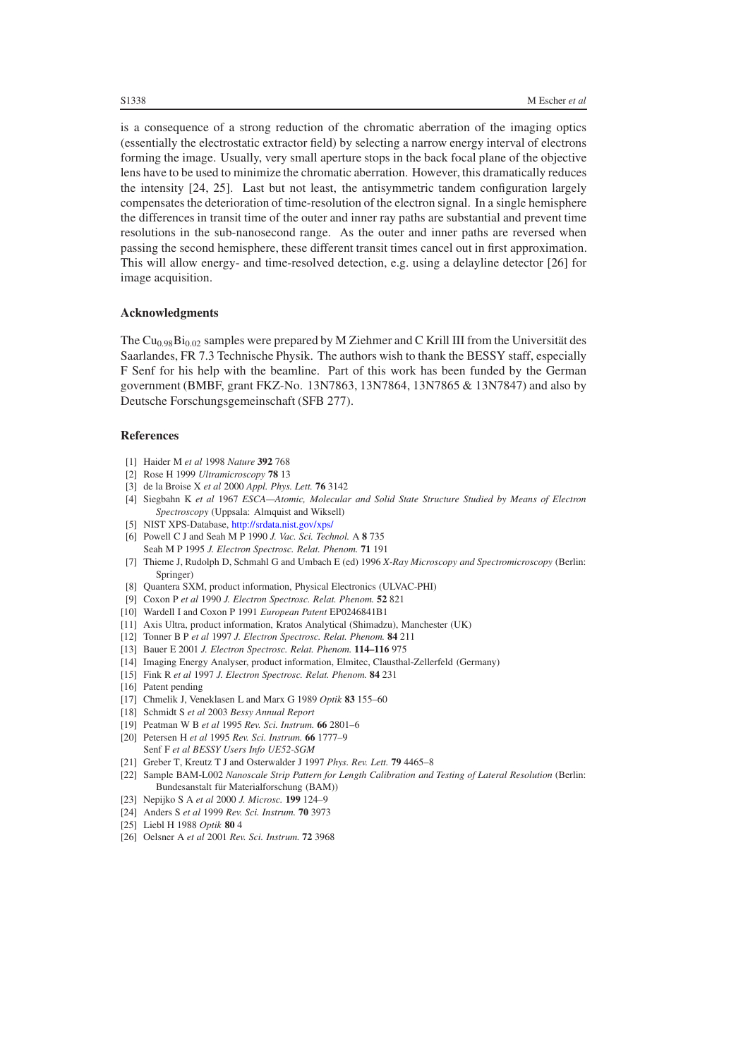is a consequence of a strong reduction of the chromatic aberration of the imaging optics (essentially the electrostatic extractor field) by selecting a narrow energy interval of electrons forming the image. Usually, very small aperture stops in the back focal plane of the objective lens have to be used to minimize the chromatic aberration. However, this dramatically reduces the intensity [24, 25]. Last but not least, the antisymmetric tandem configuration largely compensates the deterioration of time-resolution of the electron signal. In a single hemisphere the differences in transit time of the outer and inner ray paths are substantial and prevent time resolutions in the sub-nanosecond range. As the outer and inner paths are reversed when passing the second hemisphere, these different transit times cancel out in first approximation. This will allow energy- and time-resolved detection, e.g. using a delayline detector [26] for image acquisition.

### Acknowledgments

The $Cu_{0.98}Bi_{0.02}$ samples were prepared by M Ziehmer and C Krill III from the Universität des Saarlandes, FR 7.3 Technische Physik. The authors wish to thank the BESSY staff, especially F Senf for his help with the beamline. Part of this work has been funded by the German government (BMBF, grant FKZ-No. 13N7863, 13N7864, 13N7865 & 13N7847) and also by Deutsche Forschungsgemeinschaft (SFB 277).

### References

[1] Haider M *et al* 1998 *Nature* **392** 768
[2] Rose H 1999 *Ultramicroscopy* **78** 13
[3] de la Broise X *et al* 2000 *Appl. Phys. Lett.* **76** 3142
[4] Siegbahn K *et al* 1967 *ESCA—Atomic, Molecular and Solid State Structure Studied by Means of Electron Spectroscopy* (Uppsala: Almquist and Wiksell)
[5] NIST XPS-Database, http://srdata.nist.gov/xps/
[6] Powell C J and Seah M P 1990 *J. Vac. Sci. Technol.* A **8** 735
Seah M P 1995 *J. Electron Spectrosc. Relat. Phenom.* **71** 191
[7] Thieme J, Rudolph D, Schmahl G and Umbach E (ed) 1996 *X-Ray Microscopy and Spectromicroscopy* (Berlin: Springer)
[8] Quantera SXM, product information, Physical Electronics (ULVAC-PHI)
[9] Coxon P *et al* 1990 *J. Electron Spectrosc. Relat. Phenom.* **52** 821
[10] Wardell I and Coxon P 1991 *European Patent* EP0246841B1
[11] Axis Ultra, product information, Kratos Analytical (Shimadzu), Manchester (UK)
[12] Tonner B P *et al* 1997 *J. Electron Spectrosc. Relat. Phenom.* **84** 211
[13] Bauer E 2001 *J. Electron Spectrosc. Relat. Phenom.* **114–116** 975
[14] Imaging Energy Analyser, product information, Elmitec, Clausthal-Zellerfeld (Germany)
[15] Fink R *et al* 1997 *J. Electron Spectrosc. Relat. Phenom.* **84** 231
[16] Patent pending
[17] Chmelik J, Veneklasen L and Marx G 1989 *Optik* **83** 155–60
[18] Schmidt S *et al* 2003 *Bessy Annual Report*
[19] Peatman W B *et al* 1995 *Rev. Sci. Instrum.* **66** 2801–6
[20] Petersen H *et al* 1995 *Rev. Sci. Instrum.* **66** 1777–9
Senf F *et al BESSY Users Info UE52-SGM*
[21] Greber T, Kreutz T J and Osterwalder J 1997 *Phys. Rev. Lett.* **79** 4465–8
[22] Sample BAM-L002 *Nanoscale Strip Pattern for Length Calibration and Testing of Lateral Resolution* (Berlin: Bundesanstalt für Materialforschung (BAM))
[23] Nepijko S A *et al* 2000 *J. Microsc.* **199** 124–9
[24] Anders S *et al* 1999 *Rev. Sci. Instrum.* **70** 3973
[25] Liebl H 1988 *Optik* **80** 4
[26] Oelsner A *et al* 2001 *Rev. Sci. Instrum.* **72** 3968